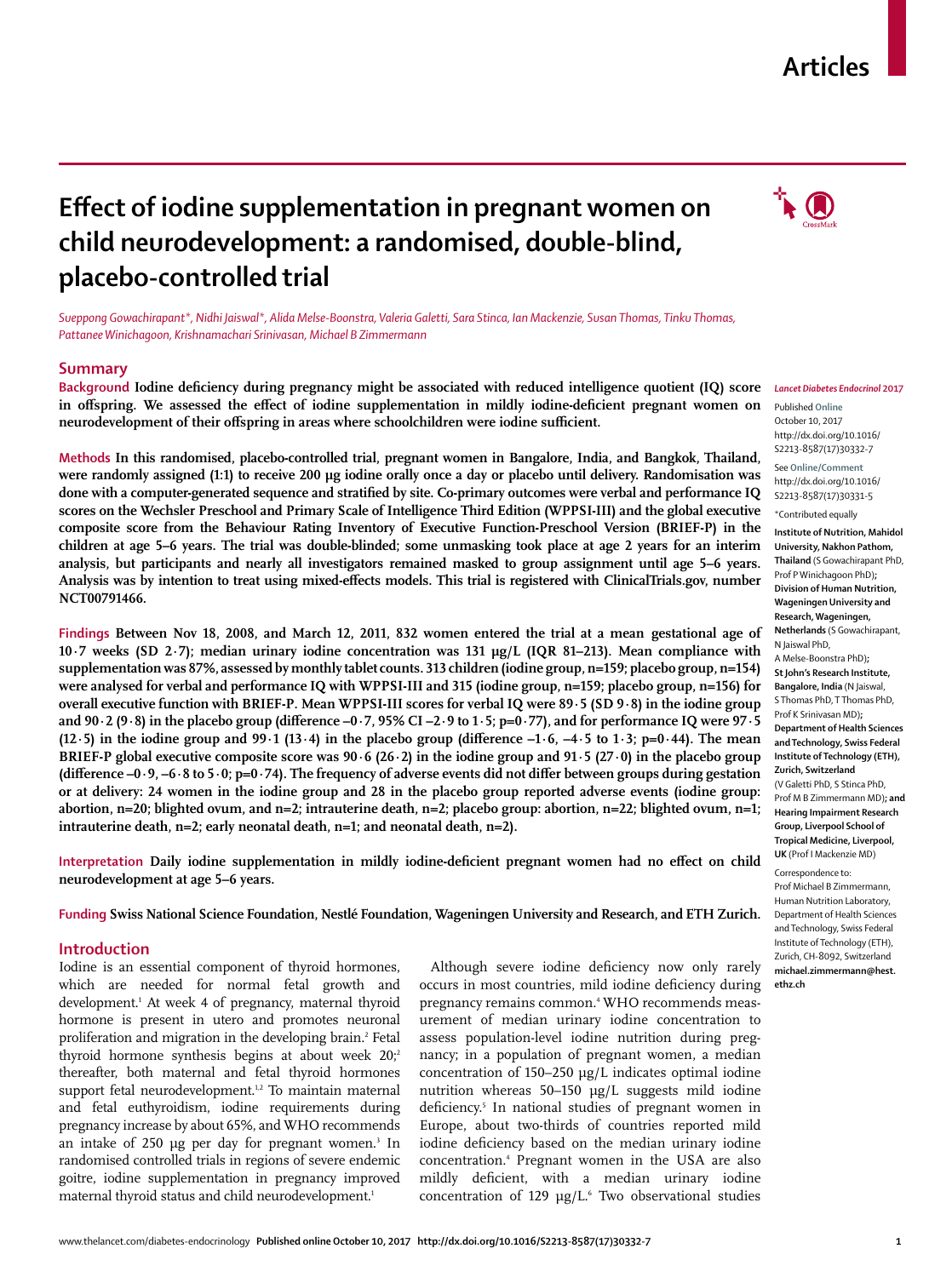# Effect of iodine supplementation in pregnant women on child neurodevelopment: a randomised, double-blind, placebo-controlled trial

*Sueppong Gowachirapant\*, Nidhi Jaiswal\*, Alida Melse-Boonstra, Valeria Galetti, Sara Stinca, Ian Mackenzie, Susan Thomas, Tinku Thomas, Pattanee Winichagoon, Krishnamachari Srinivasan, Michael B Zimmermann*

## Summary

**Background** **Iodine deficiency during pregnancy might be associated with reduced intelligence quotient (IQ) score in offspring. We assessed the effect of iodine supplementation in mildly iodine-deficient pregnant women on neurodevelopment of their offspring in areas where schoolchildren were iodine sufficient.**

**Methods** **In this randomised, placebo-controlled trial, pregnant women in Bangalore, India, and Bangkok, Thailand, were randomly assigned (1:1) to receive 200 μg iodine orally once a day or placebo until delivery. Randomisation was done with a computer-generated sequence and stratified by site. Co-primary outcomes were verbal and performance IQ scores on the Wechsler Preschool and Primary Scale of Intelligence Third Edition (WPPSI-III) and the global executive composite score from the Behaviour Rating Inventory of Executive Function-Preschool Version (BRIEF-P) in the children at age 5–6 years. The trial was double-blinded; some unmasking took place at age 2 years for an interim analysis, but participants and nearly all investigators remained masked to group assignment until age 5–6 years. Analysis was by intention to treat using mixed-effects models. This trial is registered with ClinicalTrials.gov, number NCT00791466.**

**Findings** **Between Nov 18, 2008, and March 12, 2011, 832 women entered the trial at a mean gestational age of 10·7 weeks (SD 2·7); median urinary iodine concentration was 131 μg/L (IQR 81–213). Mean compliance with supplementation was 87%, assessed by monthly tablet counts. 313 children (iodine group, n=159; placebo group, n=154) were analysed for verbal and performance IQ with WPPSI-III and 315 (iodine group, n=159; placebo group, n=156) for overall executive function with BRIEF-P. Mean WPPSI-III scores for verbal IQ were 89·5 (SD 9·8) in the iodine group and 90·2 (9·8) in the placebo group (difference –0·7, 95% CI –2·9 to 1·5; p=0·77), and for performance IQ were 97·5 (12·5) in the iodine group and 99·1 (13·4) in the placebo group (difference –1·6, –4·5 to 1·3; p=0·44). The mean BRIEF-P global executive composite score was 90·6 (26·2) in the iodine group and 91·5 (27·0) in the placebo group (difference –0·9, –6·8 to 5·0; p=0·74). The frequency of adverse events did not differ between groups during gestation or at delivery: 24 women in the iodine group and 28 in the placebo group reported adverse events (iodine group: abortion, n=20; blighted ovum, and n=2; intrauterine death, n=2; placebo group: abortion, n=22; blighted ovum, n=1; intrauterine death, n=2; early neonatal death, n=1; and neonatal death, n=2).**

**Interpretation** **Daily iodine supplementation in mildly iodine-deficient pregnant women had no effect on child neurodevelopment at age 5–6 years.**

**Funding** **Swiss National Science Foundation, Nestlé Foundation, Wageningen University and Research, and ETH Zurich.**

*Lancet Diabetes Endocrinol* **2017**

Published **Online** October 10, 2017 http://dx.doi.org/10.1016/S2213-8587(17)30332-7

See **Online/Comment** http://dx.doi.org/10.1016/S2213-8587(17)30331-5

\*Contributed equally

**Institute of Nutrition, Mahidol University, Nakhon Pathom, Thailand** (S Gowachirapant PhD, Prof P Winichagoon PhD)**; Division of Human Nutrition, Wageningen University and Research, Wageningen, Netherlands** (S Gowachirapant, N Jaiswal PhD, A Melse-Boonstra PhD)**; St John's Research Institute, Bangalore, India** (N Jaiswal, S Thomas PhD, T Thomas PhD, Prof K Srinivasan MD)**; Department of Health Sciences and Technology, Swiss Federal Institute of Technology (ETH), Zurich, Switzerland** (V Galetti PhD, S Stinca PhD, Prof M B Zimmermann MD)**; and Hearing Impairment Research Group, Liverpool School of Tropical Medicine, Liverpool, UK** (Prof I Mackenzie MD)

Correspondence to: Prof Michael B Zimmermann, Human Nutrition Laboratory, Department of Health Sciences and Technology, Swiss Federal Institute of Technology (ETH), Zurich, CH-8092, Switzerland **michael.zimmermann@hest.ethz.ch**

## Introduction

Iodine is an essential component of thyroid hormones, which are needed for normal fetal growth and development.[1] At week 4 of pregnancy, maternal thyroid hormone is present in utero and promotes neuronal proliferation and migration in the developing brain.[2] Fetal thyroid hormone synthesis begins at about week 20;[2] thereafter, both maternal and fetal thyroid hormones support fetal neurodevelopment.[1,2] To maintain maternal and fetal euthyroidism, iodine requirements during pregnancy increase by about 65%, and WHO recommends an intake of 250 μg per day for pregnant women.[3] In randomised controlled trials in regions of severe endemic goitre, iodine supplementation in pregnancy improved maternal thyroid status and child neurodevelopment.[1]

Although severe iodine deficiency now only rarely occurs in most countries, mild iodine deficiency during pregnancy remains common.[4] WHO recommends measurement of median urinary iodine concentration to assess population-level iodine nutrition during pregnancy; in a population of pregnant women, a median concentration of 150–250 μg/L indicates optimal iodine nutrition whereas 50–150 μg/L suggests mild iodine deficiency.[5] In national studies of pregnant women in Europe, about two-thirds of countries reported mild iodine deficiency based on the median urinary iodine concentration.[4] Pregnant women in the USA are also mildly deficient, with a median urinary iodine concentration of 129 μg/L.[6] Two observational studies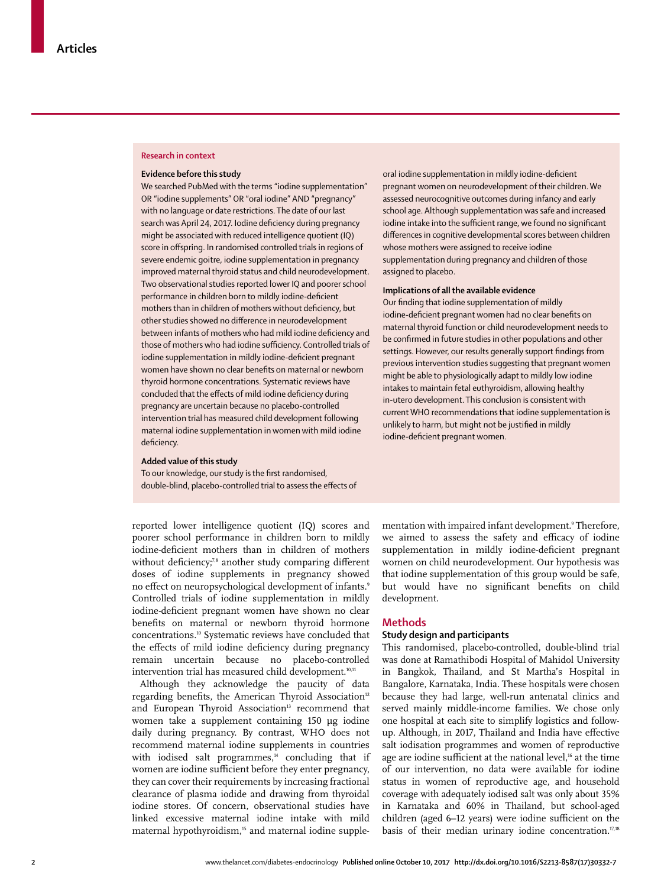## Research in context

### Evidence before this study

We searched PubMed with the terms "iodine supplementation" OR "iodine supplements" OR "oral iodine" AND "pregnancy" with no language or date restrictions. The date of our last search was April 24, 2017. Iodine deficiency during pregnancy might be associated with reduced intelligence quotient (IQ) score in offspring. In randomised controlled trials in regions of severe endemic goitre, iodine supplementation in pregnancy improved maternal thyroid status and child neurodevelopment. Two observational studies reported lower IQ and poorer school performance in children born to mildly iodine-deficient mothers than in children of mothers without deficiency, but other studies showed no difference in neurodevelopment between infants of mothers who had mild iodine deficiency and those of mothers who had iodine sufficiency. Controlled trials of iodine supplementation in mildly iodine-deficient pregnant women have shown no clear benefits on maternal or newborn thyroid hormone concentrations. Systematic reviews have concluded that the effects of mild iodine deficiency during pregnancy are uncertain because no placebo-controlled intervention trial has measured child development following maternal iodine supplementation in women with mild iodine deficiency.

### Added value of this study

To our knowledge, our study is the first randomised, double-blind, placebo-controlled trial to assess the effects of oral iodine supplementation in mildly iodine-deficient pregnant women on neurodevelopment of their children. We assessed neurocognitive outcomes during infancy and early school age. Although supplementation was safe and increased iodine intake into the sufficient range, we found no significant differences in cognitive developmental scores between children whose mothers were assigned to receive iodine supplementation during pregnancy and children of those assigned to placebo.

### Implications of all the available evidence

Our finding that iodine supplementation of mildly iodine-deficient pregnant women had no clear benefits on maternal thyroid function or child neurodevelopment needs to be confirmed in future studies in other populations and other settings. However, our results generally support findings from previous intervention studies suggesting that pregnant women might be able to physiologically adapt to mildly low iodine intakes to maintain fetal euthyroidism, allowing healthy in-utero development. This conclusion is consistent with current WHO recommendations that iodine supplementation is unlikely to harm, but might not be justified in mildly iodine-deficient pregnant women.

reported lower intelligence quotient (IQ) scores and poorer school performance in children born to mildly iodine-deficient mothers than in children of mothers without deficiency;[7,8] another study comparing different doses of iodine supplements in pregnancy showed no effect on neuropsychological development of infants.[9] Controlled trials of iodine supplementation in mildly iodine-deficient pregnant women have shown no clear benefits on maternal or newborn thyroid hormone concentrations.[10] Systematic reviews have concluded that the effects of mild iodine deficiency during pregnancy remain uncertain because no placebo-controlled intervention trial has measured child development.[10,11]

Although they acknowledge the paucity of data regarding benefits, the American Thyroid Association[12] and European Thyroid Association[13] recommend that women take a supplement containing 150 μg iodine daily during pregnancy. By contrast, WHO does not recommend maternal iodine supplements in countries with iodised salt programmes,[14] concluding that if women are iodine sufficient before they enter pregnancy, they can cover their requirements by increasing fractional clearance of plasma iodide and drawing from thyroidal iodine stores. Of concern, observational studies have linked excessive maternal iodine intake with mild maternal hypothyroidism,[15] and maternal iodine supplementation with impaired infant development.[9] Therefore, we aimed to assess the safety and efficacy of iodine supplementation in mildly iodine-deficient pregnant women on child neurodevelopment. Our hypothesis was that iodine supplementation of this group would be safe, but would have no significant benefits on child development.

## Methods

### Study design and participants

This randomised, placebo-controlled, double-blind trial was done at Ramathibodi Hospital of Mahidol University in Bangkok, Thailand, and St Martha's Hospital in Bangalore, Karnataka, India. These hospitals were chosen because they had large, well-run antenatal clinics and served mainly middle-income families. We chose only one hospital at each site to simplify logistics and follow-up. Although, in 2017, Thailand and India have effective salt iodisation programmes and women of reproductive age are iodine sufficient at the national level,[16] at the time of our intervention, no data were available for iodine status in women of reproductive age, and household coverage with adequately iodised salt was only about 35% in Karnataka and 60% in Thailand, but school-aged children (aged 6–12 years) were iodine sufficient on the basis of their median urinary iodine concentration.[17,18]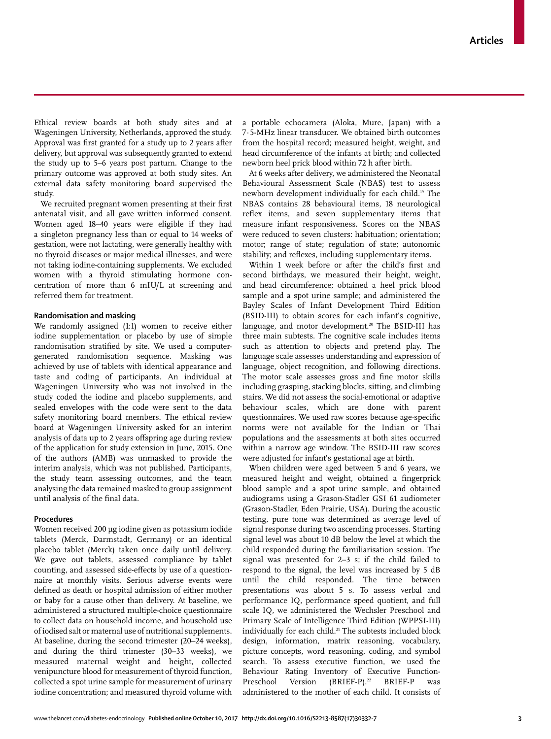Ethical review boards at both study sites and at Wageningen University, Netherlands, approved the study. Approval was first granted for a study up to 2 years after delivery, but approval was subsequently granted to extend the study up to 5–6 years post partum. Change to the primary outcome was approved at both study sites. An external data safety monitoring board supervised the study.

We recruited pregnant women presenting at their first antenatal visit, and all gave written informed consent. Women aged 18–40 years were eligible if they had a singleton pregnancy less than or equal to 14 weeks of gestation, were not lactating, were generally healthy with no thyroid diseases or major medical illnesses, and were not taking iodine-containing supplements. We excluded women with a thyroid stimulating hormone concentration of more than 6 mIU/L at screening and referred them for treatment.

### Randomisation and masking

We randomly assigned (1:1) women to receive either iodine supplementation or placebo by use of simple randomisation stratified by site. We used a computer-generated randomisation sequence. Masking was achieved by use of tablets with identical appearance and taste and coding of participants. An individual at Wageningen University who was not involved in the study coded the iodine and placebo supplements, and sealed envelopes with the code were sent to the data safety monitoring board members. The ethical review board at Wageningen University asked for an interim analysis of data up to 2 years offspring age during review of the application for study extension in June, 2015. One of the authors (AMB) was unmasked to provide the interim analysis, which was not published. Participants, the study team assessing outcomes, and the team analysing the data remained masked to group assignment until analysis of the final data.

### Procedures

Women received 200 μg iodine given as potassium iodide tablets (Merck, Darmstadt, Germany) or an identical placebo tablet (Merck) taken once daily until delivery. We gave out tablets, assessed compliance by tablet counting, and assessed side-effects by use of a questionnaire at monthly visits. Serious adverse events were defined as death or hospital admission of either mother or baby for a cause other than delivery. At baseline, we administered a structured multiple-choice questionnaire to collect data on household income, and household use of iodised salt or maternal use of nutritional supplements. At baseline, during the second trimester (20–24 weeks), and during the third trimester (30–33 weeks), we measured maternal weight and height, collected venipuncture blood for measurement of thyroid function, collected a spot urine sample for measurement of urinary iodine concentration; and measured thyroid volume with a portable echocamera (Aloka, Mure, Japan) with a 7·5-MHz linear transducer. We obtained birth outcomes from the hospital record; measured height, weight, and head circumference of the infants at birth; and collected newborn heel prick blood within 72 h after birth.

At 6 weeks after delivery, we administered the Neonatal Behavioural Assessment Scale (NBAS) test to assess newborn development individually for each child.[19] The NBAS contains 28 behavioural items, 18 neurological reflex items, and seven supplementary items that measure infant responsiveness. Scores on the NBAS were reduced to seven clusters: habituation; orientation; motor; range of state; regulation of state; autonomic stability; and reflexes, including supplementary items.

Within 1 week before or after the child's first and second birthdays, we measured their height, weight, and head circumference; obtained a heel prick blood sample and a spot urine sample; and administered the Bayley Scales of Infant Development Third Edition (BSID-III) to obtain scores for each infant's cognitive, language, and motor development.[20] The BSID-III has three main subtests. The cognitive scale includes items such as attention to objects and pretend play. The language scale assesses understanding and expression of language, object recognition, and following directions. The motor scale assesses gross and fine motor skills including grasping, stacking blocks, sitting, and climbing stairs. We did not assess the social-emotional or adaptive behaviour scales, which are done with parent questionnaires. We used raw scores because age-specific norms were not available for the Indian or Thai populations and the assessments at both sites occurred within a narrow age window. The BSID-III raw scores were adjusted for infant's gestational age at birth.

When children were aged between 5 and 6 years, we measured height and weight, obtained a fingerprick blood sample and a spot urine sample, and obtained audiograms using a Grason-Stadler GSI 61 audiometer (Grason-Stadler, Eden Prairie, USA). During the acoustic testing, pure tone was determined as average level of signal response during two ascending processes. Starting signal level was about 10 dB below the level at which the child responded during the familiarisation session. The signal was presented for 2–3 s; if the child failed to respond to the signal, the level was increased by 5 dB until the child responded. The time between presentations was about 5 s. To assess verbal and performance IQ, performance speed quotient, and full scale IQ, we administered the Wechsler Preschool and Primary Scale of Intelligence Third Edition (WPPSI-III) individually for each child.[21] The subtests included block design, information, matrix reasoning, vocabulary, picture concepts, word reasoning, coding, and symbol search. To assess executive function, we used the Behaviour Rating Inventory of Executive Function-Preschool Version (BRIEF-P).[22] BRIEF-P was administered to the mother of each child. It consists of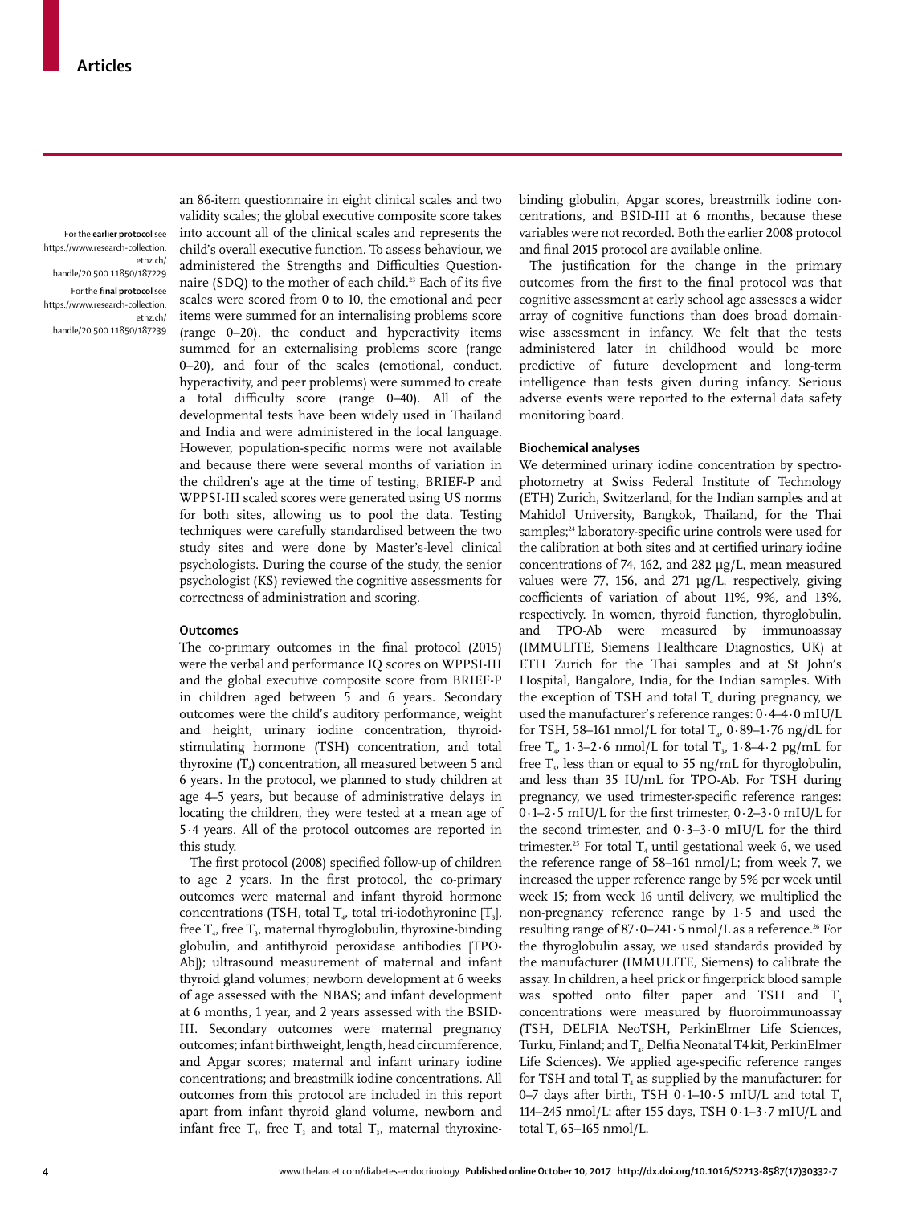For the **earlier protocol** see https://www.research-collection.ethz.ch/handle/20.500.11850/187229

For the **final protocol** see https://www.research-collection.ethz.ch/handle/20.500.11850/187239

an 86-item questionnaire in eight clinical scales and two validity scales; the global executive composite score takes into account all of the clinical scales and represents the child's overall executive function. To assess behaviour, we administered the Strengths and Difficulties Questionnaire (SDQ) to the mother of each child.[23] Each of its five scales were scored from 0 to 10, the emotional and peer items were summed for an internalising problems score (range 0–20), the conduct and hyperactivity items summed for an externalising problems score (range 0–20), and four of the scales (emotional, conduct, hyperactivity, and peer problems) were summed to create a total difficulty score (range 0–40). All of the developmental tests have been widely used in Thailand and India and were administered in the local language. However, population-specific norms were not available and because there were several months of variation in the children's age at the time of testing, BRIEF-P and WPPSI-III scaled scores were generated using US norms for both sites, allowing us to pool the data. Testing techniques were carefully standardised between the two study sites and were done by Master's-level clinical psychologists. During the course of the study, the senior psychologist (KS) reviewed the cognitive assessments for correctness of administration and scoring.

### Outcomes

The co-primary outcomes in the final protocol (2015) were the verbal and performance IQ scores on WPPSI-III and the global executive composite score from BRIEF-P in children aged between 5 and 6 years. Secondary outcomes were the child's auditory performance, weight and height, urinary iodine concentration, thyroid-stimulating hormone (TSH) concentration, and total thyroxine ($T_4$) concentration, all measured between 5 and 6 years. In the protocol, we planned to study children at age 4–5 years, but because of administrative delays in locating the children, they were tested at a mean age of 5·4 years. All of the protocol outcomes are reported in this study.

The first protocol (2008) specified follow-up of children to age 2 years. In the first protocol, the co-primary outcomes were maternal and infant thyroid hormone concentrations (TSH, total $T_4$, total tri-iodothyronine [$T_3$], free $T_4$, free $T_3$, maternal thyroglobulin, thyroxine-binding globulin, and antithyroid peroxidase antibodies [TPO-Ab]); ultrasound measurement of maternal and infant thyroid gland volumes; newborn development at 6 weeks of age assessed with the NBAS; and infant development at 6 months, 1 year, and 2 years assessed with the BSID-III. Secondary outcomes were maternal pregnancy outcomes; infant birthweight, length, head circumference, and Apgar scores; maternal and infant urinary iodine concentrations; and breastmilk iodine concentrations. All outcomes from this protocol are included in this report apart from infant thyroid gland volume, newborn and infant free $T_4$, free $T_3$ and total $T_3$, maternal thyroxine-binding globulin, Apgar scores, breastmilk iodine concentrations, and BSID-III at 6 months, because these variables were not recorded. Both the earlier 2008 protocol and final 2015 protocol are available online.

The justification for the change in the primary outcomes from the first to the final protocol was that cognitive assessment at early school age assesses a wider array of cognitive functions than does broad domain-wise assessment in infancy. We felt that the tests administered later in childhood would be more predictive of future development and long-term intelligence than tests given during infancy. Serious adverse events were reported to the external data safety monitoring board.

### Biochemical analyses

We determined urinary iodine concentration by spectrophotometry at Swiss Federal Institute of Technology (ETH) Zurich, Switzerland, for the Indian samples and at Mahidol University, Bangkok, Thailand, for the Thai samples;[24] laboratory-specific urine controls were used for the calibration at both sites and at certified urinary iodine concentrations of 74, 162, and 282 μg/L, mean measured values were 77, 156, and 271 μg/L, respectively, giving coefficients of variation of about 11%, 9%, and 13%, respectively. In women, thyroid function, thyroglobulin, and TPO-Ab were measured by immunoassay (IMMULITE, Siemens Healthcare Diagnostics, UK) at ETH Zurich for the Thai samples and at St John's Hospital, Bangalore, India, for the Indian samples. With the exception of TSH and total $T_4$ during pregnancy, we used the manufacturer's reference ranges: 0·4–4·0 mIU/L for TSH, 58–161 nmol/L for total $T_4$, 0·89–1·76 ng/dL for free $T_4$, 1·3–2·6 nmol/L for total $T_3$, 1·8–4·2 pg/mL for free $T_3$, less than or equal to 55 ng/mL for thyroglobulin, and less than 35 IU/mL for TPO-Ab. For TSH during pregnancy, we used trimester-specific reference ranges: 0·1–2·5 mIU/L for the first trimester, 0·2–3·0 mIU/L for the second trimester, and 0·3–3·0 mIU/L for the third trimester.[25] For total $T_4$ until gestational week 6, we used the reference range of 58–161 nmol/L; from week 7, we increased the upper reference range by 5% per week until week 15; from week 16 until delivery, we multiplied the non-pregnancy reference range by 1·5 and used the resulting range of 87·0–241·5 nmol/L as a reference.[26] For the thyroglobulin assay, we used standards provided by the manufacturer (IMMULITE, Siemens) to calibrate the assay. In children, a heel prick or fingerprick blood sample was spotted onto filter paper and TSH and $T_4$ concentrations were measured by fluoroimmunoassay (TSH, DELFIA NeoTSH, PerkinElmer Life Sciences, Turku, Finland; and $T_4$, Delfia Neonatal T4 kit, PerkinElmer Life Sciences). We applied age-specific reference ranges for TSH and total $T_4$ as supplied by the manufacturer: for 0–7 days after birth, TSH 0·1–10·5 mIU/L and total $T_4$ 114–245 nmol/L; after 155 days, TSH 0·1–3·7 mIU/L and total $T_4$ 65–165 nmol/L.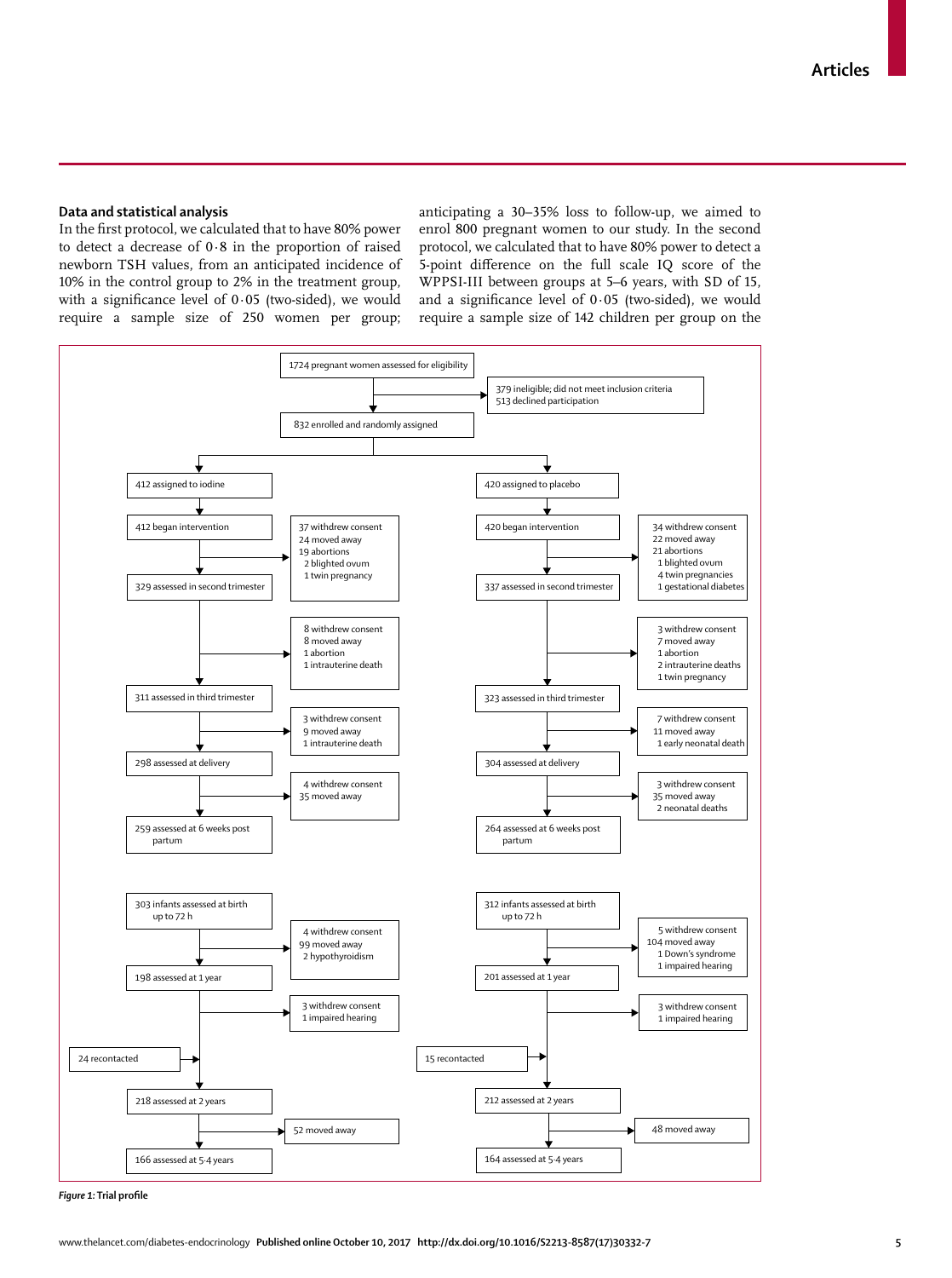## Data and statistical analysis

In the first protocol, we calculated that to have 80% power to detect a decrease of 0·8 in the proportion of raised newborn TSH values, from an anticipated incidence of 10% in the control group to 2% in the treatment group, with a significance level of 0·05 (two-sided), we would require a sample size of 250 women per group; anticipating a 30–35% loss to follow-up, we aimed to enrol 800 pregnant women to our study. In the second protocol, we calculated that to have 80% power to detect a 5-point difference on the full scale IQ score of the WPPSI-III between groups at 5–6 years, with SD of 15, and a significance level of 0·05 (two-sided), we would require a sample size of 142 children per group on the

1724 pregnant women assessed for eligibility
→ 379 ineligible; did not meet inclusion criteria; 513 declined participation

832 enrolled and randomly assigned

**Iodine arm**

- 412 assigned to iodine
- 412 began intervention
  - → 37 withdrew consent, 24 moved away, 19 abortions, 2 blighted ovum, 1 twin pregnancy
- 329 assessed in second trimester
  - → 8 withdrew consent, 8 moved away, 1 abortion, 1 intrauterine death
- 311 assessed in third trimester
  - → 3 withdrew consent, 9 moved away, 1 intrauterine death
- 298 assessed at delivery
  - → 4 withdrew consent, 35 moved away
- 259 assessed at 6 weeks post partum
- 303 infants assessed at birth up to 72 h
  - → 4 withdrew consent, 99 moved away, 2 hypothyroidism
- 198 assessed at 1 year
  - → 3 withdrew consent, 1 impaired hearing
  - 24 recontacted →
- 218 assessed at 2 years
  - → 52 moved away
- 166 assessed at 5·4 years

**Placebo arm**

- 420 assigned to placebo
- 420 began intervention
  - → 34 withdrew consent, 22 moved away, 21 abortions, 1 blighted ovum, 4 twin pregnancies, 1 gestational diabetes
- 337 assessed in second trimester
  - → 3 withdrew consent, 7 moved away, 1 abortion, 2 intrauterine deaths, 1 twin pregnancy
- 323 assessed in third trimester
  - → 7 withdrew consent, 11 moved away, 1 early neonatal death
- 304 assessed at delivery
  - → 3 withdrew consent, 35 moved away, 2 neonatal deaths
- 264 assessed at 6 weeks post partum
- 312 infants assessed at birth up to 72 h
  - → 5 withdrew consent, 104 moved away, 1 Down's syndrome, 1 impaired hearing
- 201 assessed at 1 year
  - → 3 withdrew consent, 1 impaired hearing
  - 15 recontacted →
- 212 assessed at 2 years
  - → 48 moved away
- 164 assessed at 5·4 years

***Figure 1:*** **Trial profile**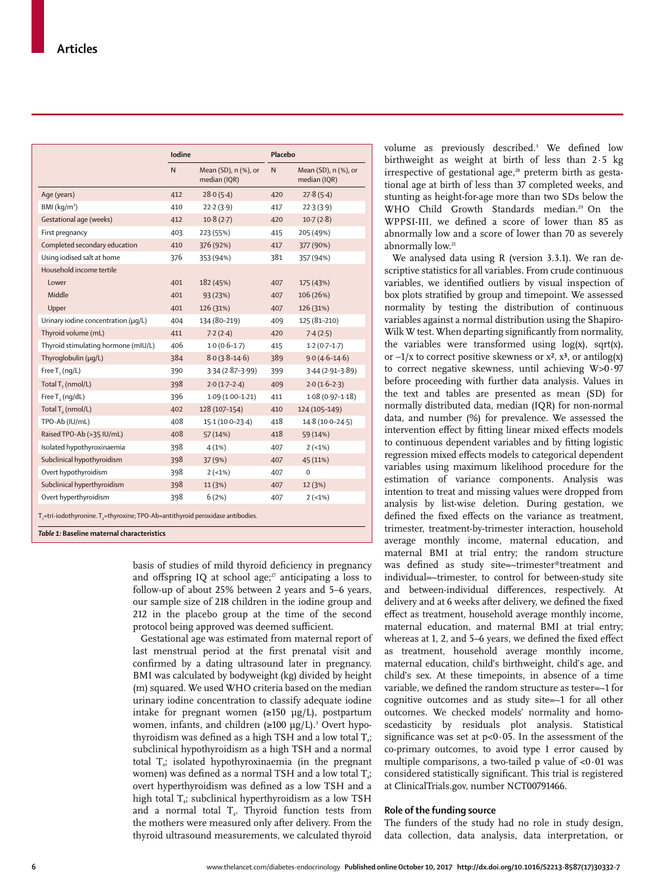|  | Iodine |  | Placebo |  |
|---|---|---|---|---|
|  | N | Mean (SD), n (%), or median (IQR) | N | Mean (SD), n (%), or median (IQR) |
| Age (years) | 412 | 28·0 (5·4) | 420 | 27·8 (5·4) |
| BMI (kg/m²) | 410 | 22·2 (3·9) | 417 | 22·3 (3·9) |
| Gestational age (weeks) | 412 | 10·8 (2·7) | 420 | 10·7 (2·8) |
| First pregnancy | 403 | 223 (55%) | 415 | 205 (49%) |
| Completed secondary education | 410 | 376 (92%) | 417 | 377 (90%) |
| Using iodised salt at home | 376 | 353 (94%) | 381 | 357 (94%) |
| Household income tertile |  |  |  |  |
| Lower | 401 | 182 (45%) | 407 | 175 (43%) |
| Middle | 401 | 93 (23%) | 407 | 106 (26%) |
| Upper | 401 | 126 (31%) | 407 | 126 (31%) |
| Urinary iodine concentration (μg/L) | 404 | 134 (80–219) | 409 | 125 (81–210) |
| Thyroid volume (mL) | 411 | 7·2 (2·4) | 420 | 7·4 (2·5) |
| Thyroid stimulating hormone (mIU/L) | 406 | 1·0 (0·6–1·7) | 415 | 1·2 (0·7–1·7) |
| Thyroglobulin (μg/L) | 384 | 8·0 (3·8–14·6) | 389 | 9·0 (4·6–14·6) |
| Free $T_3$ (ng/L) | 390 | 3·34 (2·87–3·99) | 399 | 3·44 (2·91–3·89) |
| Total $T_3$ (nmol/L) | 398 | 2·0 (1·7–2·4) | 409 | 2·0 (1·6–2·3) |
| Free $T_4$ (ng/dL) | 396 | 1·09 (1·00–1·21) | 411 | 1·08 (0·97–1·18) |
| Total $T_4$ (nmol/L) | 402 | 128 (107–154) | 410 | 124 (105–149) |
| TPO-Ab (IU/mL) | 408 | 15·1 (10·0–23·4) | 418 | 14·8 (10·0–24·5) |
| Raised TPO-Ab (>35 IU/mL) | 408 | 57 (14%) | 418 | 59 (14%) |
| Isolated hypothyroxinaemia | 398 | 4 (1%) | 407 | 2 (<1%) |
| Subclinical hypothyroidism | 398 | 37 (9%) | 407 | 45 (11%) |
| Overt hypothyroidism | 398 | 2 (<1%) | 407 | 0 |
| Subclinical hyperthyroidism | 398 | 11 (3%) | 407 | 12 (3%) |
| Overt hyperthyroidism | 398 | 6 (2%) | 407 | 2 (<1%) |

$T_3$=tri-iodothyronine. $T_4$=thyroxine; TPO-Ab=antithyroid peroxidase antibodies.

***Table 1:* Baseline maternal characteristics**

basis of studies of mild thyroid deficiency in pregnancy and offspring IQ at school age;[27] anticipating a loss to follow-up of about 25% between 2 years and 5–6 years, our sample size of 218 children in the iodine group and 212 in the placebo group at the time of the second protocol being approved was deemed sufficient.

Gestational age was estimated from maternal report of last menstrual period at the first prenatal visit and confirmed by a dating ultrasound later in pregnancy. BMI was calculated by bodyweight (kg) divided by height (m) squared. We used WHO criteria based on the median urinary iodine concentration to classify adequate iodine intake for pregnant women (≥150 μg/L), postpartum women, infants, and children (≥100 μg/L).[3] Overt hypothyroidism was defined as a high TSH and a low total $T_4$; subclinical hypothyroidism as a high TSH and a normal total $T_4$; isolated hypothyroxinaemia (in the pregnant women) was defined as a normal TSH and a low total $T_4$; overt hyperthyroidism was defined as a low TSH and a high total $T_4$; subclinical hyperthyroidism as a low TSH and a normal total $T_4$. Thyroid function tests from the mothers were measured only after delivery. From the thyroid ultrasound measurements, we calculated thyroid volume as previously described.[3] We defined low birthweight as weight at birth of less than 2·5 kg irrespective of gestational age,[28] preterm birth as gestational age at birth of less than 37 completed weeks, and stunting as height-for-age more than two SDs below the WHO Child Growth Standards median.[29] On the WPPSI-III, we defined a score of lower than 85 as abnormally low and a score of lower than 70 as severely abnormally low.[21]

We analysed data using R (version 3.3.1). We ran descriptive statistics for all variables. From crude continuous variables, we identified outliers by visual inspection of box plots stratified by group and timepoint. We assessed normality by testing the distribution of continuous variables against a normal distribution using the Shapiro-Wilk W test. When departing significantly from normality, the variables were transformed using log(x), sqrt(x), or $-1/x$ to correct positive skewness or $x^2$, $x^3$, or antilog(x) to correct negative skewness, until achieving $W>0·97$ before proceeding with further data analysis. Values in the text and tables are presented as mean (SD) for normally distributed data, median (IQR) for non-normal data, and number (%) for prevalence. We assessed the intervention effect by fitting linear mixed effects models to continuous dependent variables and by fitting logistic regression mixed effects models to categorical dependent variables using maximum likelihood procedure for the estimation of variance components. Analysis was intention to treat and missing values were dropped from analysis by list-wise deletion. During gestation, we defined the fixed effects on the variance as treatment, trimester, treatment-by-trimester interaction, household average monthly income, maternal education, and maternal BMI at trial entry; the random structure was defined as study site=~trimester*treatment and individual=~trimester, to control for between-study site and between-individual differences, respectively. At delivery and at 6 weeks after delivery, we defined the fixed effect as treatment, household average monthly income, maternal education, and maternal BMI at trial entry; whereas at 1, 2, and 5–6 years, we defined the fixed effect as treatment, household average monthly income, maternal education, child's birthweight, child's age, and child's sex. At these timepoints, in absence of a time variable, we defined the random structure as tester=~1 for cognitive outcomes and as study site=~1 for all other outcomes. We checked models' normality and homoscedasticity by residuals plot analysis. Statistical significance was set at $p<0·05$. In the assessment of the co-primary outcomes, to avoid type I error caused by multiple comparisons, a two-tailed p value of $<0·01$ was considered statistically significant. This trial is registered at ClinicalTrials.gov, number NCT00791466.

### Role of the funding source

The funders of the study had no role in study design, data collection, data analysis, data interpretation, or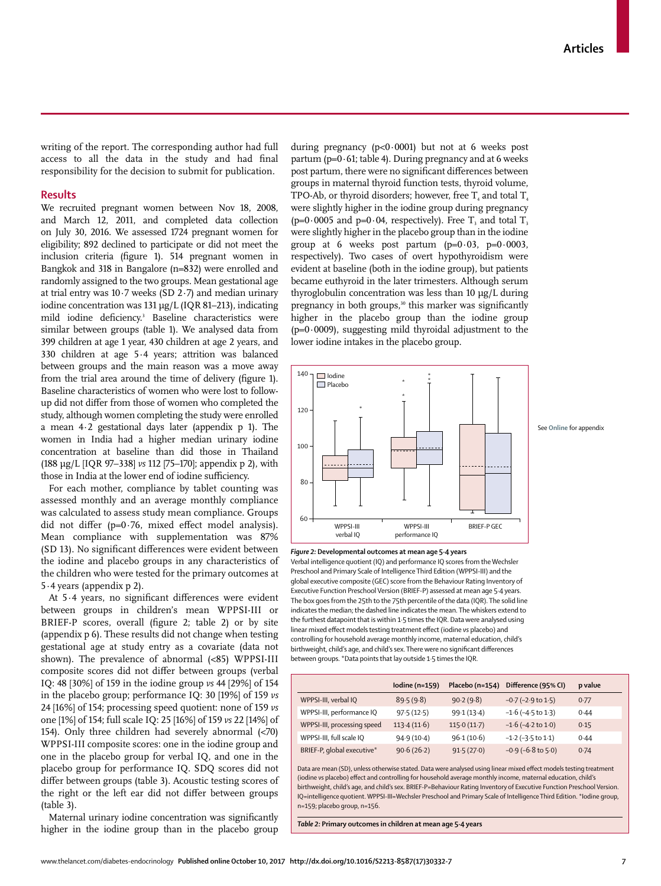writing of the report. The corresponding author had full access to all the data in the study and had final responsibility for the decision to submit for publication.

## Results

We recruited pregnant women between Nov 18, 2008, and March 12, 2011, and completed data collection on July 30, 2016. We assessed 1724 pregnant women for eligibility; 892 declined to participate or did not meet the inclusion criteria (figure 1). 514 pregnant women in Bangkok and 318 in Bangalore (n=832) were enrolled and randomly assigned to the two groups. Mean gestational age at trial entry was 10·7 weeks (SD 2·7) and median urinary iodine concentration was 131 μg/L (IQR 81–213), indicating mild iodine deficiency.[3] Baseline characteristics were similar between groups (table 1). We analysed data from 399 children at age 1 year, 430 children at age 2 years, and 330 children at age 5·4 years; attrition was balanced between groups and the main reason was a move away from the trial area around the time of delivery (figure 1). Baseline characteristics of women who were lost to follow-up did not differ from those of women who completed the study, although women completing the study were enrolled a mean 4·2 gestational days later (appendix p 1). The women in India had a higher median urinary iodine concentration at baseline than did those in Thailand (188 μg/L [IQR 97–338] *vs* 112 [75–170]; appendix p 2), with those in India at the lower end of iodine sufficiency.

For each mother, compliance by tablet counting was assessed monthly and an average monthly compliance was calculated to assess study mean compliance. Groups did not differ (p=0·76, mixed effect model analysis). Mean compliance with supplementation was 87% (SD 13). No significant differences were evident between the iodine and placebo groups in any characteristics of the children who were tested for the primary outcomes at 5·4 years (appendix p 2).

At 5·4 years, no significant differences were evident between groups in children's mean WPPSI-III or BRIEF-P scores, overall (figure 2; table 2) or by site (appendix p 6). These results did not change when testing gestational age at study entry as a covariate (data not shown). The prevalence of abnormal (<85) WPPSI-III composite scores did not differ between groups (verbal IQ: 48 [30%] of 159 in the iodine group *vs* 44 [29%] of 154 in the placebo group; performance IQ: 30 [19%] of 159 *vs* 24 [16%] of 154; processing speed quotient: none of 159 *vs* one [1%] of 154; full scale IQ: 25 [16%] of 159 *vs* 22 [14%] of 154). Only three children had severely abnormal (<70) WPPSI-III composite scores: one in the iodine group and one in the placebo group for verbal IQ, and one in the placebo group for performance IQ. SDQ scores did not differ between groups (table 3). Acoustic testing scores of the right or the left ear did not differ between groups (table 3).

Maternal urinary iodine concentration was significantly higher in the iodine group than in the placebo group during pregnancy (p<0·0001) but not at 6 weeks post partum (p=0·61; table 4). During pregnancy and at 6 weeks post partum, there were no significant differences between groups in maternal thyroid function tests, thyroid volume, TPO-Ab, or thyroid disorders; however, free $T_4$ and total $T_4$ were slightly higher in the iodine group during pregnancy (p=0·0005 and p=0·04, respectively). Free $T_3$ and total $T_3$ were slightly higher in the placebo group than in the iodine group at 6 weeks post partum (p=0·03, p=0·0003, respectively). Two cases of overt hypothyroidism were evident at baseline (both in the iodine group), but patients became euthyroid in the later trimesters. Although serum thyroglobulin concentration was less than 10 μg/L during pregnancy in both groups,[30] this marker was significantly higher in the placebo group than the iodine group (p=0·0009), suggesting mild thyroidal adjustment to the lower iodine intakes in the placebo group.

See Online for appendix

*Figure 2:* **Developmental outcomes at mean age 5·4 years**
Verbal intelligence quotient (IQ) and performance IQ scores from the Wechsler Preschool and Primary Scale of Intelligence Third Edition (WPPSI-III) and the global executive composite (GEC) score from the Behaviour Rating Inventory of Executive Function Preschool Version (BRIEF-P) assessed at mean age 5·4 years. The box goes from the 25th to the 75th percentile of the data (IQR). The solid line indicates the median; the dashed line indicates the mean. The whiskers extend to the furthest datapoint that is within 1·5 times the IQR. Data were analysed using linear mixed effect models testing treatment effect (iodine *vs* placebo) and controlling for household average monthly income, maternal education, child's birthweight, child's age, and child's sex. There were no significant differences between groups. *Data points that lay outside 1·5 times the IQR.

| | Iodine (n=159) | Placebo (n=154) | Difference (95% CI) | p value |
|---|---|---|---|---|
| WPPSI-III, verbal IQ | 89·5 (9·8) | 90·2 (9·8) | −0·7 (−2·9 to 1·5) | 0·77 |
| WPPSI-III, performance IQ | 97·5 (12·5) | 99·1 (13·4) | −1·6 (−4·5 to 1·3) | 0·44 |
| WPPSI-III, processing speed | 113·4 (11·6) | 115·0 (11·7) | −1·6 (−4·2 to 1·0) | 0·15 |
| WPPSI-III, full scale IQ | 94·9 (10·4) | 96·1 (10·6) | −1·2 (−3·5 to 1·1) | 0·44 |
| BRIEF-P, global executive* | 90·6 (26·2) | 91·5 (27·0) | −0·9 (−6·8 to 5·0) | 0·74 |

Data are mean (SD), unless otherwise stated. Data were analysed using linear mixed effect models testing treatment (iodine *vs* placebo) effect and controlling for household average monthly income, maternal education, child's birthweight, child's age, and child's sex. BRIEF-P=Behaviour Rating Inventory of Executive Function Preschool Version. IQ=intelligence quotient. WPPSI-III=Wechsler Preschool and Primary Scale of Intelligence Third Edition. *Iodine group, n=159; placebo group, n=156.

*Table 2:* **Primary outcomes in children at mean age 5·4 years**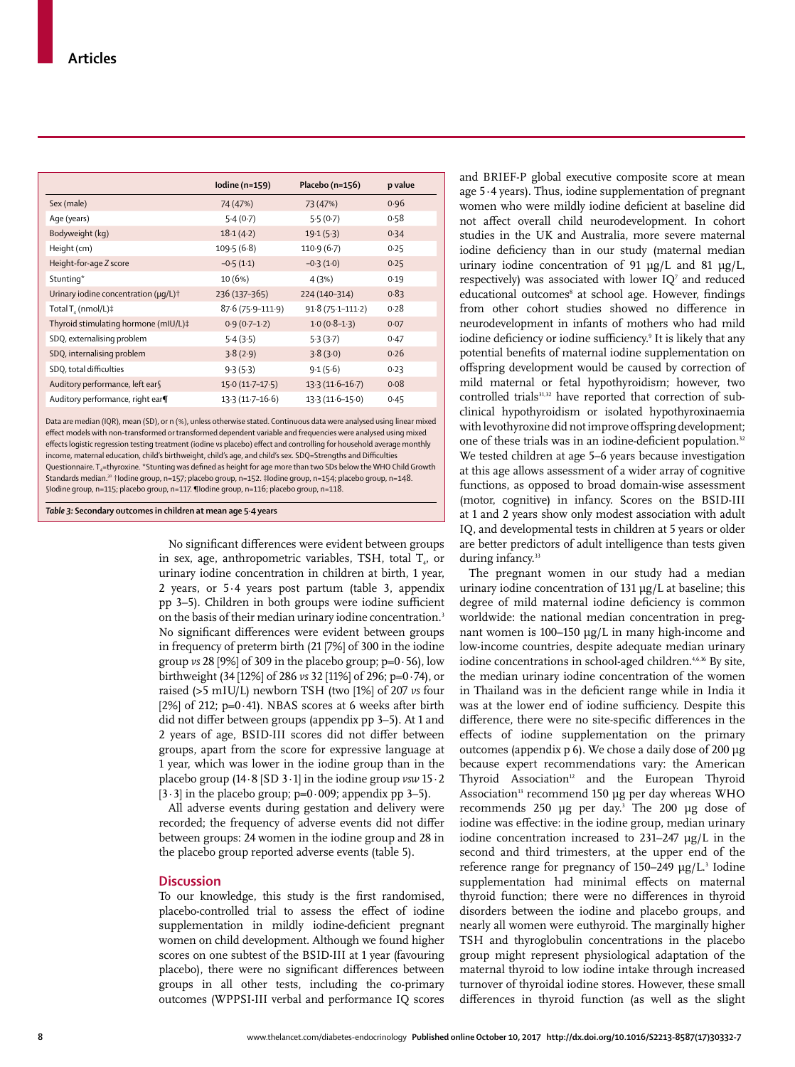| | Iodine (n=159) | Placebo (n=156) | p value |
|---|---|---|---|
| Sex (male) | 74 (47%) | 73 (47%) | 0·96 |
| Age (years) | 5·4 (0·7) | 5·5 (0·7) | 0·58 |
| Bodyweight (kg) | 18·1 (4·2) | 19·1 (5·3) | 0·34 |
| Height (cm) | 109·5 (6·8) | 110·9 (6·7) | 0·25 |
| Height-for-age Z score | −0·5 (1·1) | −0·3 (1·0) | 0·25 |
| Stunting* | 10 (6%) | 4 (3%) | 0·19 |
| Urinary iodine concentration (μg/L)† | 236 (137–365) | 224 (140–314) | 0·83 |
| Total $T_4$ (nmol/L)‡ | 87·6 (75·9–111·9) | 91·8 (75·1–111·2) | 0·28 |
| Thyroid stimulating hormone (mIU/L)‡ | 0·9 (0·7–1·2) | 1·0 (0·8–1·3) | 0·07 |
| SDQ, externalising problem | 5·4 (3·5) | 5·3 (3·7) | 0·47 |
| SDQ, internalising problem | 3·8 (2·9) | 3·8 (3·0) | 0·26 |
| SDQ, total difficulties | 9·3 (5·3) | 9·1 (5·6) | 0·23 |
| Auditory performance, left ear§ | 15·0 (11·7–17·5) | 13·3 (11·6–16·7) | 0·08 |
| Auditory performance, right ear¶ | 13·3 (11·7–16·6) | 13·3 (11·6–15·0) | 0·45 |

Data are median (IQR), mean (SD), or n (%), unless otherwise stated. Continuous data were analysed using linear mixed effect models with non-transformed or transformed dependent variable and frequencies were analysed using mixed effects logistic regression testing treatment (iodine vs placebo) effect and controlling for household average monthly income, maternal education, child's birthweight, child's age, and child's sex. SDQ=Strengths and Difficulties Questionnaire. $T_4$=thyroxine. *Stunting was defined as height for age more than two SDs below the WHO Child Growth Standards median.[30] †Iodine group, n=157; placebo group, n=152. ‡Iodine group, n=154; placebo group, n=148. §Iodine group, n=115; placebo group, n=117. ¶Iodine group, n=116; placebo group, n=118.

*Table 3:* **Secondary outcomes in children at mean age 5·4 years**

No significant differences were evident between groups in sex, age, anthropometric variables, TSH, total $T_4$, or urinary iodine concentration in children at birth, 1 year, 2 years, or 5·4 years post partum (table 3, appendix pp 3–5). Children in both groups were iodine sufficient on the basis of their median urinary iodine concentration.[3] No significant differences were evident between groups in frequency of preterm birth (21 [7%] of 300 in the iodine group *vs* 28 [9%] of 309 in the placebo group; p=0·56), low birthweight (34 [12%] of 286 *vs* 32 [11%] of 296; p=0·74), or raised (>5 mIU/L) newborn TSH (two [1%] of 207 *vs* four [2%] of 212; p=0·41). NBAS scores at 6 weeks after birth did not differ between groups (appendix pp 3–5). At 1 and 2 years of age, BSID-III scores did not differ between groups, apart from the score for expressive language at 1 year, which was lower in the iodine group than in the placebo group (14·8 [SD 3·1] in the iodine group *vsw* 15·2 [3·3] in the placebo group; p=0·009; appendix pp 3–5).

All adverse events during gestation and delivery were recorded; the frequency of adverse events did not differ between groups: 24 women in the iodine group and 28 in the placebo group reported adverse events (table 5).

## Discussion

To our knowledge, this study is the first randomised, placebo-controlled trial to assess the effect of iodine supplementation in mildly iodine-deficient pregnant women on child development. Although we found higher scores on one subtest of the BSID-III at 1 year (favouring placebo), there were no significant differences between groups in all other tests, including the co-primary outcomes (WPPSI-III verbal and performance IQ scores and BRIEF-P global executive composite score at mean age 5·4 years). Thus, iodine supplementation of pregnant women who were mildly iodine deficient at baseline did not affect overall child neurodevelopment. In cohort studies in the UK and Australia, more severe maternal iodine deficiency than in our study (maternal median urinary iodine concentration of 91 μg/L and 81 μg/L, respectively) was associated with lower IQ[7] and reduced educational outcomes[8] at school age. However, findings from other cohort studies showed no difference in neurodevelopment in infants of mothers who had mild iodine deficiency or iodine sufficiency.[9] It is likely that any potential benefits of maternal iodine supplementation on offspring development would be caused by correction of mild maternal or fetal hypothyroidism; however, two controlled trials[31,32] have reported that correction of subclinical hypothyroidism or isolated hypothyroxinaemia with levothyroxine did not improve offspring development; one of these trials was in an iodine-deficient population.[32] We tested children at age 5–6 years because investigation at this age allows assessment of a wider array of cognitive functions, as opposed to broad domain-wise assessment (motor, cognitive) in infancy. Scores on the BSID-III at 1 and 2 years show only modest association with adult IQ, and developmental tests in children at 5 years or older are better predictors of adult intelligence than tests given during infancy.[33]

The pregnant women in our study had a median urinary iodine concentration of 131 μg/L at baseline; this degree of mild maternal iodine deficiency is common worldwide: the national median concentration in pregnant women is 100–150 μg/L in many high-income and low-income countries, despite adequate median urinary iodine concentrations in school-aged children.[4,6,16] By site, the median urinary iodine concentration of the women in Thailand was in the deficient range while in India it was at the lower end of iodine sufficiency. Despite this difference, there were no site-specific differences in the effects of iodine supplementation on the primary outcomes (appendix p 6). We chose a daily dose of 200 μg because expert recommendations vary: the American Thyroid Association[12] and the European Thyroid Association[13] recommend 150 μg per day whereas WHO recommends 250 μg per day.[3] The 200 μg dose of iodine was effective: in the iodine group, median urinary iodine concentration increased to 231–247 μg/L in the second and third trimesters, at the upper end of the reference range for pregnancy of 150–249 μg/L.[3] Iodine supplementation had minimal effects on maternal thyroid function; there were no differences in thyroid disorders between the iodine and placebo groups, and nearly all women were euthyroid. The marginally higher TSH and thyroglobulin concentrations in the placebo group might represent physiological adaptation of the maternal thyroid to low iodine intake through increased turnover of thyroidal iodine stores. However, these small differences in thyroid function (as well as the slight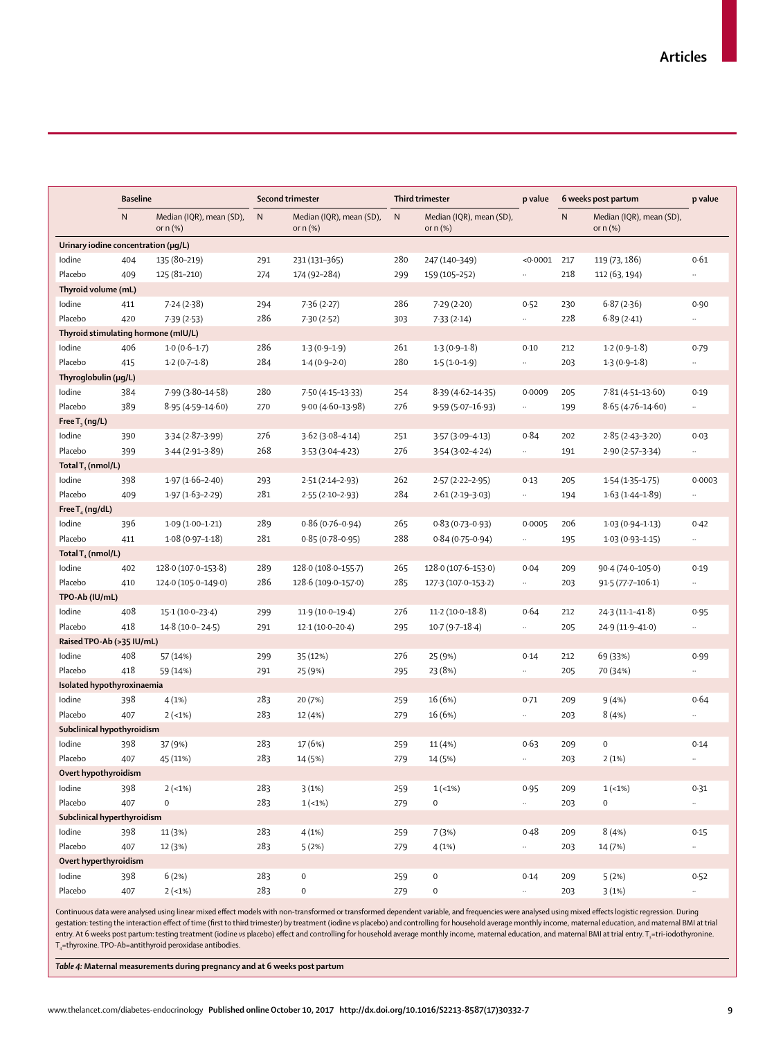| | Baseline | | Second trimester | | Third trimester | | p value | 6 weeks post partum | | p value |
|---|---|---|---|---|---|---|---|---|---|---|
| | N | Median (IQR), mean (SD), or n (%) | N | Median (IQR), mean (SD), or n (%) | N | Median (IQR), mean (SD), or n (%) | | N | Median (IQR), mean (SD), or n (%) | |
| **Urinary iodine concentration (μg/L)** | | | | | | | | | | |
| Iodine | 404 | 135 (80–219) | 291 | 231 (131–365) | 280 | 247 (140–349) | <0·0001 | 217 | 119 (73, 186) | 0·61 |
| Placebo | 409 | 125 (81–210) | 274 | 174 (92–284) | 299 | 159 (105–252) | .. | 218 | 112 (63, 194) | .. |
| **Thyroid volume (mL)** | | | | | | | | | | |
| Iodine | 411 | 7·24 (2·38) | 294 | 7·36 (2·27) | 286 | 7·29 (2·20) | 0·52 | 230 | 6·87 (2·36) | 0·90 |
| Placebo | 420 | 7·39 (2·53) | 286 | 7·30 (2·52) | 303 | 7·33 (2·14) | .. | 228 | 6·89 (2·41) | .. |
| **Thyroid stimulating hormone (mIU/L)** | | | | | | | | | | |
| Iodine | 406 | 1·0 (0·6–1·7) | 286 | 1·3 (0·9–1·9) | 261 | 1·3 (0·9–1·8) | 0·10 | 212 | 1·2 (0·9–1·8) | 0·79 |
| Placebo | 415 | 1·2 (0·7–1·8) | 284 | 1·4 (0·9–2·0) | 280 | 1·5 (1·0–1·9) | .. | 203 | 1·3 (0·9–1·8) | .. |
| **Thyroglobulin (μg/L)** | | | | | | | | | | |
| Iodine | 384 | 7·99 (3·80–14·58) | 280 | 7·50 (4·15–13·33) | 254 | 8·39 (4·62–14·35) | 0·0009 | 205 | 7·81 (4·51–13·60) | 0·19 |
| Placebo | 389 | 8·95 (4·59–14·60) | 270 | 9·00 (4·60–13·98) | 276 | 9·59 (5·07–16·93) | .. | 199 | 8·65 (4·76–14·60) | .. |
| **Free $T_3$ (ng/L)** | | | | | | | | | | |
| Iodine | 390 | 3·34 (2·87–3·99) | 276 | 3·62 (3·08–4·14) | 251 | 3·57 (3·09–4·13) | 0·84 | 202 | 2·85 (2·43–3·20) | 0·03 |
| Placebo | 399 | 3·44 (2·91–3·89) | 268 | 3·53 (3·04–4·23) | 276 | 3·54 (3·02–4·24) | .. | 191 | 2·90 (2·57–3·34) | .. |
| **Total $T_3$ (nmol/L)** | | | | | | | | | | |
| Iodine | 398 | 1·97 (1·66–2·40) | 293 | 2·51 (2·14–2·93) | 262 | 2·57 (2·22–2·95) | 0·13 | 205 | 1·54 (1·35–1·75) | 0·0003 |
| Placebo | 409 | 1·97 (1·63–2·29) | 281 | 2·55 (2·10–2·93) | 284 | 2·61 (2·19–3·03) | .. | 194 | 1·63 (1·44–1·89) | .. |
| **Free $T_4$ (ng/dL)** | | | | | | | | | | |
| Iodine | 396 | 1·09 (1·00–1·21) | 289 | 0·86 (0·76–0·94) | 265 | 0·83 (0·73–0·93) | 0·0005 | 206 | 1·03 (0·94–1·13) | 0·42 |
| Placebo | 411 | 1·08 (0·97–1·18) | 281 | 0·85 (0·78–0·95) | 288 | 0·84 (0·75–0·94) | .. | 195 | 1·03 (0·93–1·15) | .. |
| **Total $T_4$ (nmol/L)** | | | | | | | | | | |
| Iodine | 402 | 128·0 (107·0–153·8) | 289 | 128·0 (108·0–155·7) | 265 | 128·0 (107·6–153·0) | 0·04 | 209 | 90·4 (74·0–105·0) | 0·19 |
| Placebo | 410 | 124·0 (105·0–149·0) | 286 | 128·6 (109·0–157·0) | 285 | 127·3 (107·0–153·2) | .. | 203 | 91·5 (77·7–106·1) | .. |
| **TPO-Ab (IU/mL)** | | | | | | | | | | |
| Iodine | 408 | 15·1 (10·0–23·4) | 299 | 11·9 (10·0–19·4) | 276 | 11·2 (10·0–18·8) | 0·64 | 212 | 24·3 (11·1–41·8) | 0·95 |
| Placebo | 418 | 14·8 (10·0– 24·5) | 291 | 12·1 (10·0–20·4) | 295 | 10·7 (9·7–18·4) | .. | 205 | 24·9 (11·9–41·0) | .. |
| **Raised TPO-Ab (>35 IU/mL)** | | | | | | | | | | |
| Iodine | 408 | 57 (14%) | 299 | 35 (12%) | 276 | 25 (9%) | 0·14 | 212 | 69 (33%) | 0·99 |
| Placebo | 418 | 59 (14%) | 291 | 25 (9%) | 295 | 23 (8%) | .. | 205 | 70 (34%) | .. |
| **Isolated hypothyroxinaemia** | | | | | | | | | | |
| Iodine | 398 | 4 (1%) | 283 | 20 (7%) | 259 | 16 (6%) | 0·71 | 209 | 9 (4%) | 0·64 |
| Placebo | 407 | 2 (<1%) | 283 | 12 (4%) | 279 | 16 (6%) | .. | 203 | 8 (4%) | .. |
| **Subclinical hypothyroidism** | | | | | | | | | | |
| Iodine | 398 | 37 (9%) | 283 | 17 (6%) | 259 | 11 (4%) | 0·63 | 209 | 0 | 0·14 |
| Placebo | 407 | 45 (11%) | 283 | 14 (5%) | 279 | 14 (5%) | .. | 203 | 2 (1%) | .. |
| **Overt hypothyroidism** | | | | | | | | | | |
| Iodine | 398 | 2 (<1%) | 283 | 3 (1%) | 259 | 1 (<1%) | 0·95 | 209 | 1 (<1%) | 0·31 |
| Placebo | 407 | 0 | 283 | 1 (<1%) | 279 | 0 | .. | 203 | 0 | .. |
| **Subclinical hyperthyroidism** | | | | | | | | | | |
| Iodine | 398 | 11 (3%) | 283 | 4 (1%) | 259 | 7 (3%) | 0·48 | 209 | 8 (4%) | 0·15 |
| Placebo | 407 | 12 (3%) | 283 | 5 (2%) | 279 | 4 (1%) | .. | 203 | 14 (7%) | .. |
| **Overt hyperthyroidism** | | | | | | | | | | |
| Iodine | 398 | 6 (2%) | 283 | 0 | 259 | 0 | 0·14 | 209 | 5 (2%) | 0·52 |
| Placebo | 407 | 2 (<1%) | 283 | 0 | 279 | 0 | .. | 203 | 3 (1%) | .. |

Continuous data were analysed using linear mixed effect models with non-transformed or transformed dependent variable, and frequencies were analysed using mixed effects logistic regression. During gestation: testing the interaction effect of time (first to third trimester) by treatment (iodine vs placebo) and controlling for household average monthly income, maternal education, and maternal BMI at trial entry. At 6 weeks post partum: testing treatment (iodine vs placebo) effect and controlling for household average monthly income, maternal education, and maternal BMI at trial entry. $T_3$=tri-iodothyronine. $T_4$=thyroxine. TPO-Ab=antithyroid peroxidase antibodies.

*Table 4:* **Maternal measurements during pregnancy and at 6 weeks post partum**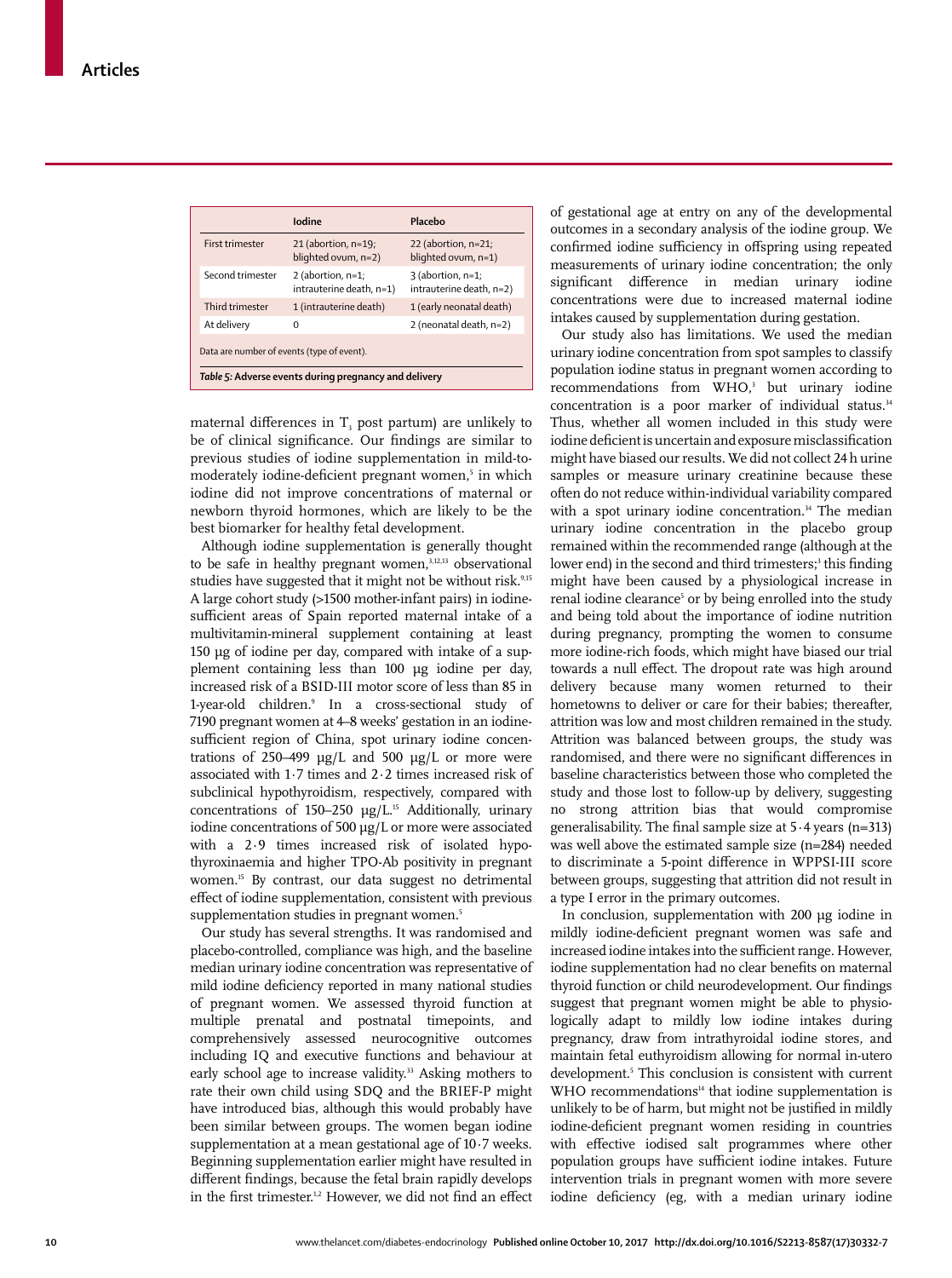| | Iodine | Placebo |
|---|---|---|
| First trimester | 21 (abortion, n=19; blighted ovum, n=2) | 22 (abortion, n=21; blighted ovum, n=1) |
| Second trimester | 2 (abortion, n=1; intrauterine death, n=1) | 3 (abortion, n=1; intrauterine death, n=2) |
| Third trimester | 1 (intrauterine death) | 1 (early neonatal death) |
| At delivery | 0 | 2 (neonatal death, n=2) |

Data are number of events (type of event).

**Table 5: Adverse events during pregnancy and delivery**

maternal differences in $T_3$ post partum) are unlikely to be of clinical significance. Our findings are similar to previous studies of iodine supplementation in mild-to-moderately iodine-deficient pregnant women,[5] in which iodine did not improve concentrations of maternal or newborn thyroid hormones, which are likely to be the best biomarker for healthy fetal development.

Although iodine supplementation is generally thought to be safe in healthy pregnant women,[3,12,13] observational studies have suggested that it might not be without risk.[9,15] A large cohort study (>1500 mother-infant pairs) in iodine-sufficient areas of Spain reported maternal intake of a multivitamin-mineral supplement containing at least 150 μg of iodine per day, compared with intake of a supplement containing less than 100 μg iodine per day, increased risk of a BSID-III motor score of less than 85 in 1-year-old children.[9] In a cross-sectional study of 7190 pregnant women at 4–8 weeks' gestation in an iodine-sufficient region of China, spot urinary iodine concentrations of 250–499 μg/L and 500 μg/L or more were associated with 1·7 times and 2·2 times increased risk of subclinical hypothyroidism, respectively, compared with concentrations of 150–250 μg/L.[15] Additionally, urinary iodine concentrations of 500 μg/L or more were associated with a 2·9 times increased risk of isolated hypothyroxinaemia and higher TPO-Ab positivity in pregnant women.[15] By contrast, our data suggest no detrimental effect of iodine supplementation, consistent with previous supplementation studies in pregnant women.[5]

Our study has several strengths. It was randomised and placebo-controlled, compliance was high, and the baseline median urinary iodine concentration was representative of mild iodine deficiency reported in many national studies of pregnant women. We assessed thyroid function at multiple prenatal and postnatal timepoints, and comprehensively assessed neurocognitive outcomes including IQ and executive functions and behaviour at early school age to increase validity.[33] Asking mothers to rate their own child using SDQ and the BRIEF-P might have introduced bias, although this would probably have been similar between groups. The women began iodine supplementation at a mean gestational age of 10·7 weeks. Beginning supplementation earlier might have resulted in different findings, because the fetal brain rapidly develops in the first trimester.[1,2] However, we did not find an effect of gestational age at entry on any of the developmental outcomes in a secondary analysis of the iodine group. We confirmed iodine sufficiency in offspring using repeated measurements of urinary iodine concentration; the only significant difference in median urinary iodine concentrations were due to increased maternal iodine intakes caused by supplementation during gestation.

Our study also has limitations. We used the median urinary iodine concentration from spot samples to classify population iodine status in pregnant women according to recommendations from WHO,[3] but urinary iodine concentration is a poor marker of individual status.[34] Thus, whether all women included in this study were iodine deficient is uncertain and exposure misclassification might have biased our results. We did not collect 24 h urine samples or measure urinary creatinine because these often do not reduce within-individual variability compared with a spot urinary iodine concentration.[34] The median urinary iodine concentration in the placebo group remained within the recommended range (although at the lower end) in the second and third trimesters;[3] this finding might have been caused by a physiological increase in renal iodine clearance[5] or by being enrolled into the study and being told about the importance of iodine nutrition during pregnancy, prompting the women to consume more iodine-rich foods, which might have biased our trial towards a null effect. The dropout rate was high around delivery because many women returned to their hometowns to deliver or care for their babies; thereafter, attrition was low and most children remained in the study. Attrition was balanced between groups, the study was randomised, and there were no significant differences in baseline characteristics between those who completed the study and those lost to follow-up by delivery, suggesting no strong attrition bias that would compromise generalisability. The final sample size at 5·4 years (n=313) was well above the estimated sample size (n=284) needed to discriminate a 5-point difference in WPPSI-III score between groups, suggesting that attrition did not result in a type I error in the primary outcomes.

In conclusion, supplementation with 200 μg iodine in mildly iodine-deficient pregnant women was safe and increased iodine intakes into the sufficient range. However, iodine supplementation had no clear benefits on maternal thyroid function or child neurodevelopment. Our findings suggest that pregnant women might be able to physiologically adapt to mildly low iodine intakes during pregnancy, draw from intrathyroidal iodine stores, and maintain fetal euthyroidism allowing for normal in-utero development.[5] This conclusion is consistent with current WHO recommendations[14] that iodine supplementation is unlikely to be of harm, but might not be justified in mildly iodine-deficient pregnant women residing in countries with effective iodised salt programmes where other population groups have sufficient iodine intakes. Future intervention trials in pregnant women with more severe iodine deficiency (eg, with a median urinary iodine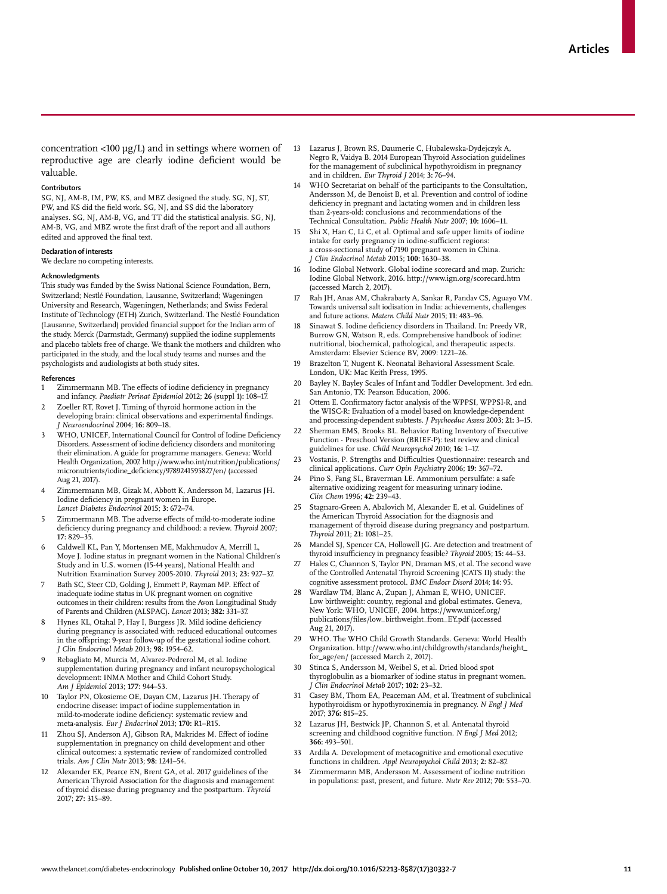concentration <100 μg/L) and in settings where women of reproductive age are clearly iodine deficient would be valuable.

#### Contributors

SG, NJ, AM-B, IM, PW, KS, and MBZ designed the study. SG, NJ, ST, PW, and KS did the field work. SG, NJ, and SS did the laboratory analyses. SG, NJ, AM-B, VG, and TT did the statistical analysis. SG, NJ, AM-B, VG, and MBZ wrote the first draft of the report and all authors edited and approved the final text.

#### Declaration of interests

We declare no competing interests.

#### Acknowledgments

This study was funded by the Swiss National Science Foundation, Bern, Switzerland; Nestlé Foundation, Lausanne, Switzerland; Wageningen University and Research, Wageningen, Netherlands; and Swiss Federal Institute of Technology (ETH) Zurich, Switzerland. The Nestlé Foundation (Lausanne, Switzerland) provided financial support for the Indian arm of the study. Merck (Darmstadt, Germany) supplied the iodine supplements and placebo tablets free of charge. We thank the mothers and children who participated in the study, and the local study teams and nurses and the psychologists and audiologists at both study sites.

#### References

1. Zimmermann MB. The effects of iodine deficiency in pregnancy and infancy. *Paediatr Perinat Epidemiol* 2012; **26** (suppl 1): 108–17.
2. Zoeller RT, Rovet J. Timing of thyroid hormone action in the developing brain: clinical observations and experimental findings. *J Neuroendocrinol* 2004; **16:** 809–18.
3. WHO, UNICEF, International Council for Control of Iodine Deficiency Disorders. Assessment of iodine deficiency disorders and monitoring their elimination. A guide for programme managers. Geneva: World Health Organization, 2007. http://www.who.int/nutrition/publications/micronutrients/iodine_deficiency/9789241595827/en/ (accessed Aug 21, 2017).
4. Zimmermann MB, Gizak M, Abbott K, Andersson M, Lazarus JH. Iodine deficiency in pregnant women in Europe. *Lancet Diabetes Endocrinol* 2015; **3**: 672–74.
5. Zimmermann MB. The adverse effects of mild-to-moderate iodine deficiency during pregnancy and childhood: a review. *Thyroid* 2007; **17:** 829–35.
6. Caldwell KL, Pan Y, Mortensen ME, Makhmudov A, Merrill L, Moye J. Iodine status in pregnant women in the National Children's Study and in U.S. women (15-44 years), National Health and Nutrition Examination Survey 2005-2010. *Thyroid* 2013; **23:** 927–37.
7. Bath SC, Steer CD, Golding J, Emmett P, Rayman MP. Effect of inadequate iodine status in UK pregnant women on cognitive outcomes in their children: results from the Avon Longitudinal Study of Parents and Children (ALSPAC). *Lancet* 2013; **382:** 331–37.
8. Hynes KL, Otahal P, Hay I, Burgess JR. Mild iodine deficiency during pregnancy is associated with reduced educational outcomes in the offspring: 9-year follow-up of the gestational iodine cohort. *J Clin Endocrinol Metab* 2013; **98:** 1954–62.
9. Rebagliato M, Murcia M, Alvarez-Pedrerol M, et al. Iodine supplementation during pregnancy and infant neuropsychological development: INMA Mother and Child Cohort Study. *Am J Epidemiol* 2013; **177:** 944–53.
10. Taylor PN, Okosieme OE, Dayan CM, Lazarus JH. Therapy of endocrine disease: impact of iodine supplementation in mild-to-moderate iodine deficiency: systematic review and meta-analysis. *Eur J Endocrinol* 2013; **170:** R1–R15.
11. Zhou SJ, Anderson AJ, Gibson RA, Makrides M. Effect of iodine supplementation in pregnancy on child development and other clinical outcomes: a systematic review of randomized controlled trials. *Am J Clin Nutr* 2013; **98:** 1241–54.
12. Alexander EK, Pearce EN, Brent GA, et al. 2017 guidelines of the American Thyroid Association for the diagnosis and management of thyroid disease during pregnancy and the postpartum. *Thyroid* 2017; **27:** 315–89.
13. Lazarus J, Brown RS, Daumerie C, Hubalewska-Dydejczyk A, Negro R, Vaidya B. 2014 European Thyroid Association guidelines for the management of subclinical hypothyroidism in pregnancy and in children. *Eur Thyroid J* 2014; **3:** 76–94.
14. WHO Secretariat on behalf of the participants to the Consultation, Andersson M, de Benoist B, et al. Prevention and control of iodine deficiency in pregnant and lactating women and in children less than 2-years-old: conclusions and recommendations of the Technical Consultation. *Public Health Nutr* 2007; **10:** 1606–11.
15. Shi X, Han C, Li C, et al. Optimal and safe upper limits of iodine intake for early pregnancy in iodine-sufficient regions: a cross-sectional study of 7190 pregnant women in China. *J Clin Endocrinol Metab* 2015; **100:** 1630–38.
16. Iodine Global Network. Global iodine scorecard and map. Zurich: Iodine Global Network, 2016. http://www.ign.org/scorecard.htm (accessed March 2, 2017).
17. Rah JH, Anas AM, Chakrabarty A, Sankar R, Pandav CS, Aguayo VM. Towards universal salt iodisation in India: achievements, challenges and future actions. *Matern Child Nutr* 2015; **11**: 483–96.
18. Sinawat S. Iodine deficiency disorders in Thailand. In: Preedy VR, Burrow GN, Watson R, eds. Comprehensive handbook of iodine: nutritional, biochemical, pathological, and therapeutic aspects. Amsterdam: Elsevier Science BV, 2009: 1221–26.
19. Brazelton T, Nugent K. Neonatal Behavioral Assessment Scale. London, UK: Mac Keith Press, 1995.
20. Bayley N. Bayley Scales of Infant and Toddler Development. 3rd edn. San Antonio, TX: Pearson Education, 2006.
21. Ottem E. Confirmatory factor analysis of the WPPSI, WPPSI-R, and the WISC-R: Evaluation of a model based on knowledge-dependent and processing-dependent subtests. *J Psychoeduc Assess* 2003; **21:** 3–15.
22. Sherman EMS, Brooks BL. Behavior Rating Inventory of Executive Function - Preschool Version (BRIEF-P): test review and clinical guidelines for use. *Child Neuropsychol* 2010; **16:** 1–17.
23. Vostanis, P. Strengths and Difficulties Questionnaire: research and clinical applications. *Curr Opin Psychiatry* 2006; **19:** 367–72.
24. Pino S, Fang SL, Braverman LE. Ammonium persulfate: a safe alternative oxidizing reagent for measuring urinary iodine. *Clin Chem* 1996; **42:** 239–43.
25. Stagnaro-Green A, Abalovich M, Alexander E, et al. Guidelines of the American Thyroid Association for the diagnosis and management of thyroid disease during pregnancy and postpartum. *Thyroid* 2011; **21:** 1081–25.
26. Mandel SJ, Spencer CA, Hollowell JG. Are detection and treatment of thyroid insufficiency in pregnancy feasible? *Thyroid* 2005; **15:** 44–53.
27. Hales C, Channon S, Taylor PN, Draman MS, et al. The second wave of the Controlled Antenatal Thyroid Screening (CATS II) study: the cognitive assessment protocol. *BMC Endocr Disord* 2014; **14**: 95.
28. Wardlaw TM, Blanc A, Zupan J, Ahman E, WHO, UNICEF. Low birthweight: country, regional and global estimates. Geneva, New York: WHO, UNICEF, 2004. https://www.unicef.org/publications/files/low_birthweight_from_EY.pdf (accessed Aug 21, 2017).
29. WHO. The WHO Child Growth Standards. Geneva: World Health Organization. http://www.who.int/childgrowth/standards/height_for_age/en/ (accessed March 2, 2017).
30. Stinca S, Andersson M, Weibel S, et al. Dried blood spot thyroglobulin as a biomarker of iodine status in pregnant women. *J Clin Endocrinol Metab* 2017; **102:** 23–32.
31. Casey BM, Thom EA, Peaceman AM, et al. Treatment of subclinical hypothyroidism or hypothyroxinemia in pregnancy. *N Engl J Med* 2017; **376:** 815–25.
32. Lazarus JH, Bestwick JP, Channon S, et al. Antenatal thyroid screening and childhood cognitive function. *N Engl J Med* 2012; **366:** 493–501.
33. Ardila A. Development of metacognitive and emotional executive functions in children. *Appl Neuropsychol Child* 2013; **2:** 82–87.
34. Zimmermann MB, Andersson M. Assessment of iodine nutrition in populations: past, present, and future. *Nutr Rev* 2012; **70:** 553–70.